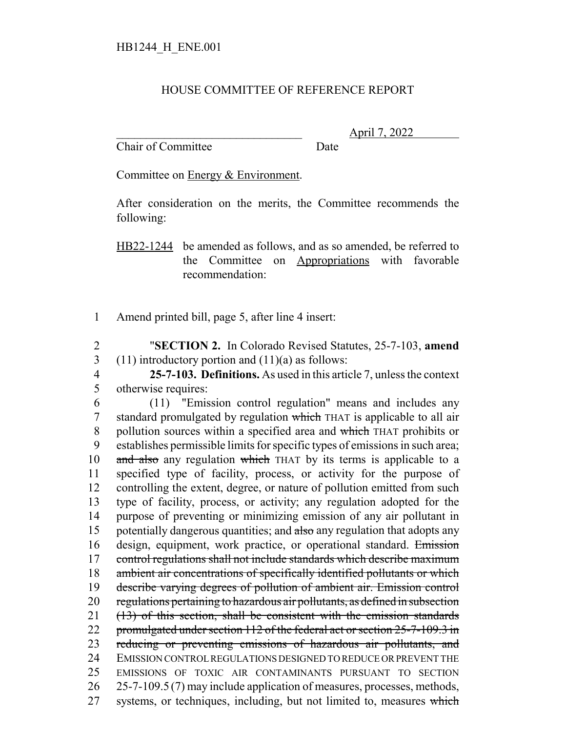HB1244_H_ENE.001

# HOUSE COMMITTEE OF REFERENCE REPORT

_________________________________ April 7, 2022
Chair of Committee Date

Committee on Energy & Environment.

After consideration on the merits, the Committee recommends the following:

HB22-1244 be amended as follows, and as so amended, be referred to the Committee on Appropriations with favorable recommendation:

Amend printed bill, page 5, after line 4 insert:

"**SECTION 2.** In Colorado Revised Statutes, 25-7-103, **amend** (11) introductory portion and (11)(a) as follows:

**25-7-103. Definitions.** As used in this article 7, unless the context otherwise requires:

(11) "Emission control regulation" means and includes any standard promulgated by regulation ~~which~~ THAT is applicable to all air pollution sources within a specified area and ~~which~~ THAT prohibits or establishes permissible limits for specific types of emissions in such area; ~~and also~~ any regulation ~~which~~ THAT by its terms is applicable to a specified type of facility, process, or activity for the purpose of controlling the extent, degree, or nature of pollution emitted from such type of facility, process, or activity; any regulation adopted for the purpose of preventing or minimizing emission of any air pollutant in potentially dangerous quantities; and ~~also~~ any regulation that adopts any design, equipment, work practice, or operational standard. ~~Emission control regulations shall not include standards which describe maximum ambient air concentrations of specifically identified pollutants or which describe varying degrees of pollution of ambient air. Emission control regulations pertaining to hazardous air pollutants, as defined in subsection (13) of this section, shall be consistent with the emission standards promulgated under section 112 of the federal act or section 25-7-109.3 in reducing or preventing emissions of hazardous air pollutants, and~~ EMISSION CONTROL REGULATIONS DESIGNED TO REDUCE OR PREVENT THE EMISSIONS OF TOXIC AIR CONTAMINANTS PURSUANT TO SECTION 25-7-109.5 (7) may include application of measures, processes, methods, systems, or techniques, including, but not limited to, measures ~~which~~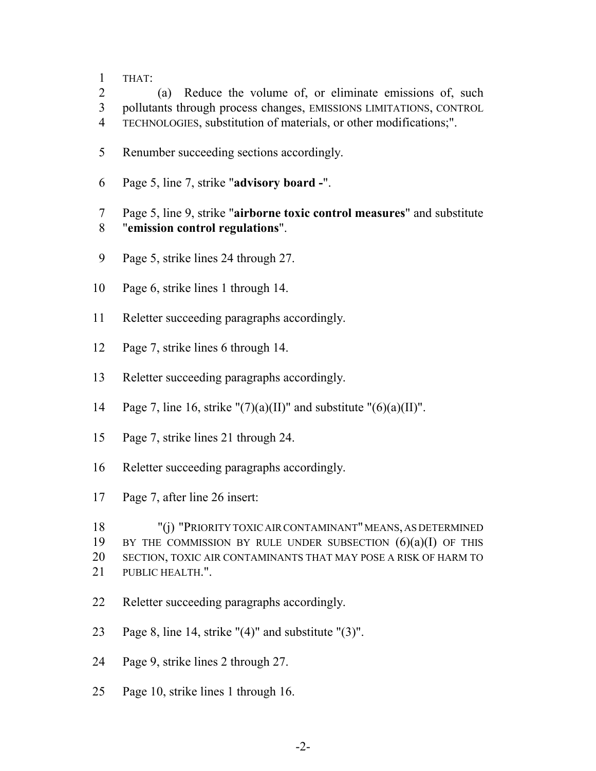THAT:

(a) Reduce the volume of, or eliminate emissions of, such pollutants through process changes, EMISSIONS LIMITATIONS, CONTROL TECHNOLOGIES, substitution of materials, or other modifications;".

Renumber succeeding sections accordingly.

Page 5, line 7, strike "**advisory board -**".

Page 5, line 9, strike "**airborne toxic control measures**" and substitute "**emission control regulations**".

Page 5, strike lines 24 through 27.

Page 6, strike lines 1 through 14.

Reletter succeeding paragraphs accordingly.

Page 7, strike lines 6 through 14.

Reletter succeeding paragraphs accordingly.

Page 7, line 16, strike "(7)(a)(II)" and substitute "(6)(a)(II)".

Page 7, strike lines 21 through 24.

Reletter succeeding paragraphs accordingly.

Page 7, after line 26 insert:

"(j) "PRIORITY TOXIC AIR CONTAMINANT" MEANS, AS DETERMINED BY THE COMMISSION BY RULE UNDER SUBSECTION (6)(a)(I) OF THIS SECTION, TOXIC AIR CONTAMINANTS THAT MAY POSE A RISK OF HARM TO PUBLIC HEALTH.".

Reletter succeeding paragraphs accordingly.

Page 8, line 14, strike "(4)" and substitute "(3)".

Page 9, strike lines 2 through 27.

Page 10, strike lines 1 through 16.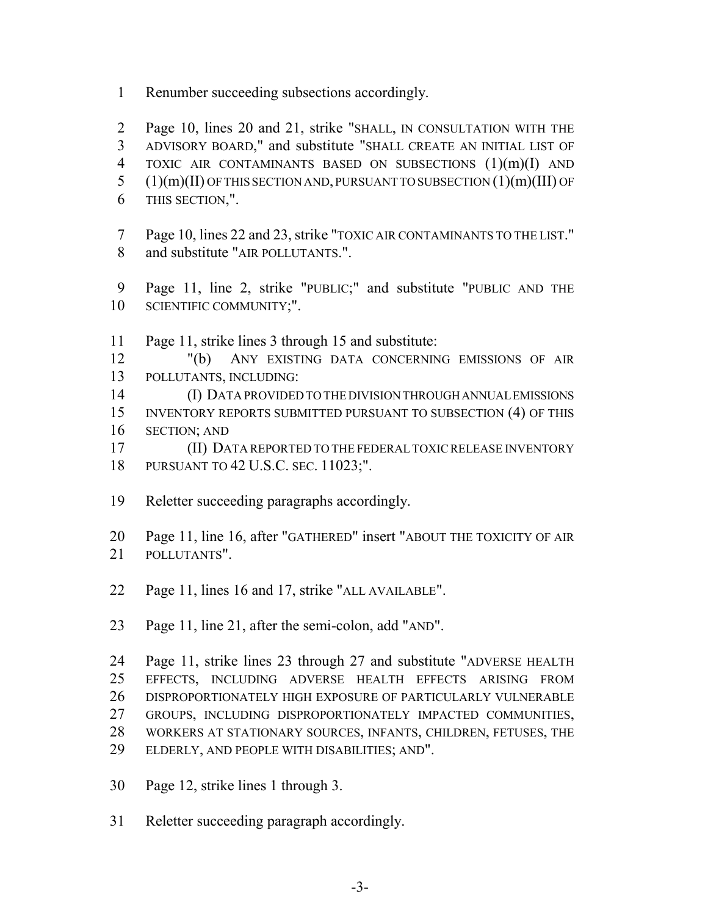Renumber succeeding subsections accordingly.

Page 10, lines 20 and 21, strike "SHALL, IN CONSULTATION WITH THE ADVISORY BOARD," and substitute "SHALL CREATE AN INITIAL LIST OF TOXIC AIR CONTAMINANTS BASED ON SUBSECTIONS (1)(m)(I) AND (1)(m)(II) OF THIS SECTION AND, PURSUANT TO SUBSECTION (1)(m)(III) OF THIS SECTION,".

Page 10, lines 22 and 23, strike "TOXIC AIR CONTAMINANTS TO THE LIST." and substitute "AIR POLLUTANTS.".

Page 11, line 2, strike "PUBLIC;" and substitute "PUBLIC AND THE SCIENTIFIC COMMUNITY;".

Page 11, strike lines 3 through 15 and substitute:

"(b) ANY EXISTING DATA CONCERNING EMISSIONS OF AIR POLLUTANTS, INCLUDING:

(I) DATA PROVIDED TO THE DIVISION THROUGH ANNUAL EMISSIONS INVENTORY REPORTS SUBMITTED PURSUANT TO SUBSECTION (4) OF THIS SECTION; AND

(II) DATA REPORTED TO THE FEDERAL TOXIC RELEASE INVENTORY PURSUANT TO 42 U.S.C. SEC. 11023;".

Reletter succeeding paragraphs accordingly.

Page 11, line 16, after "GATHERED" insert "ABOUT THE TOXICITY OF AIR POLLUTANTS".

Page 11, lines 16 and 17, strike "ALL AVAILABLE".

Page 11, line 21, after the semi-colon, add "AND".

Page 11, strike lines 23 through 27 and substitute "ADVERSE HEALTH EFFECTS, INCLUDING ADVERSE HEALTH EFFECTS ARISING FROM DISPROPORTIONATELY HIGH EXPOSURE OF PARTICULARLY VULNERABLE GROUPS, INCLUDING DISPROPORTIONATELY IMPACTED COMMUNITIES, WORKERS AT STATIONARY SOURCES, INFANTS, CHILDREN, FETUSES, THE ELDERLY, AND PEOPLE WITH DISABILITIES; AND".

Page 12, strike lines 1 through 3.

Reletter succeeding paragraph accordingly.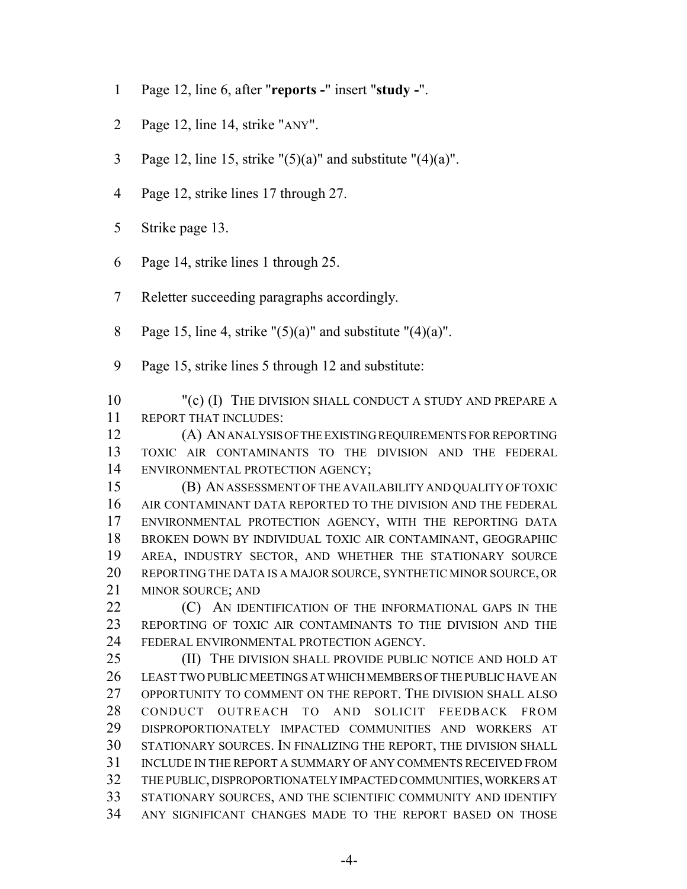Page 12, line 6, after "**reports -**" insert "**study -**".

Page 12, line 14, strike "ANY".

Page 12, line 15, strike "(5)(a)" and substitute "(4)(a)".

Page 12, strike lines 17 through 27.

Strike page 13.

Page 14, strike lines 1 through 25.

Reletter succeeding paragraphs accordingly.

Page 15, line 4, strike "(5)(a)" and substitute "(4)(a)".

Page 15, strike lines 5 through 12 and substitute:

"(c) (I) THE DIVISION SHALL CONDUCT A STUDY AND PREPARE A REPORT THAT INCLUDES:

(A) AN ANALYSIS OF THE EXISTING REQUIREMENTS FOR REPORTING TOXIC AIR CONTAMINANTS TO THE DIVISION AND THE FEDERAL ENVIRONMENTAL PROTECTION AGENCY;

(B) AN ASSESSMENT OF THE AVAILABILITY AND QUALITY OF TOXIC AIR CONTAMINANT DATA REPORTED TO THE DIVISION AND THE FEDERAL ENVIRONMENTAL PROTECTION AGENCY, WITH THE REPORTING DATA BROKEN DOWN BY INDIVIDUAL TOXIC AIR CONTAMINANT, GEOGRAPHIC AREA, INDUSTRY SECTOR, AND WHETHER THE STATIONARY SOURCE REPORTING THE DATA IS A MAJOR SOURCE, SYNTHETIC MINOR SOURCE, OR MINOR SOURCE; AND

(C) AN IDENTIFICATION OF THE INFORMATIONAL GAPS IN THE REPORTING OF TOXIC AIR CONTAMINANTS TO THE DIVISION AND THE FEDERAL ENVIRONMENTAL PROTECTION AGENCY.

(II) THE DIVISION SHALL PROVIDE PUBLIC NOTICE AND HOLD AT LEAST TWO PUBLIC MEETINGS AT WHICH MEMBERS OF THE PUBLIC HAVE AN OPPORTUNITY TO COMMENT ON THE REPORT. THE DIVISION SHALL ALSO CONDUCT OUTREACH TO AND SOLICIT FEEDBACK FROM DISPROPORTIONATELY IMPACTED COMMUNITIES AND WORKERS AT STATIONARY SOURCES. IN FINALIZING THE REPORT, THE DIVISION SHALL INCLUDE IN THE REPORT A SUMMARY OF ANY COMMENTS RECEIVED FROM THE PUBLIC, DISPROPORTIONATELY IMPACTED COMMUNITIES, WORKERS AT STATIONARY SOURCES, AND THE SCIENTIFIC COMMUNITY AND IDENTIFY ANY SIGNIFICANT CHANGES MADE TO THE REPORT BASED ON THOSE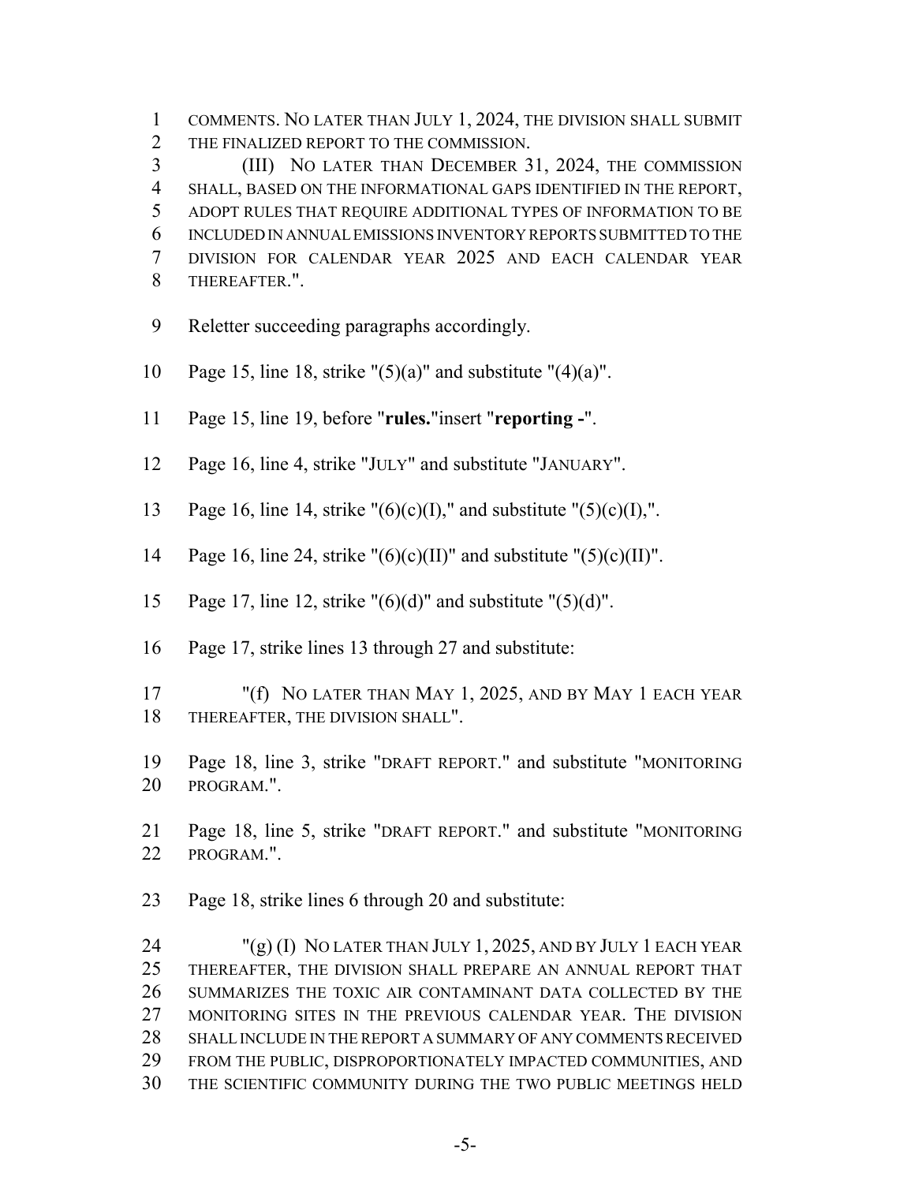COMMENTS. NO LATER THAN JULY 1, 2024, THE DIVISION SHALL SUBMIT THE FINALIZED REPORT TO THE COMMISSION.

(III) NO LATER THAN DECEMBER 31, 2024, THE COMMISSION SHALL, BASED ON THE INFORMATIONAL GAPS IDENTIFIED IN THE REPORT, ADOPT RULES THAT REQUIRE ADDITIONAL TYPES OF INFORMATION TO BE INCLUDED IN ANNUAL EMISSIONS INVENTORY REPORTS SUBMITTED TO THE DIVISION FOR CALENDAR YEAR 2025 AND EACH CALENDAR YEAR THEREAFTER.".

Reletter succeeding paragraphs accordingly.

Page 15, line 18, strike "(5)(a)" and substitute "(4)(a)".

Page 15, line 19, before "**rules.**"insert "**reporting -**".

Page 16, line 4, strike "JULY" and substitute "JANUARY".

Page 16, line 14, strike "(6)(c)(I)," and substitute "(5)(c)(I),".

Page 16, line 24, strike "(6)(c)(II)" and substitute "(5)(c)(II)".

Page 17, line 12, strike "(6)(d)" and substitute "(5)(d)".

Page 17, strike lines 13 through 27 and substitute:

"(f) NO LATER THAN MAY 1, 2025, AND BY MAY 1 EACH YEAR THEREAFTER, THE DIVISION SHALL".

Page 18, line 3, strike "DRAFT REPORT." and substitute "MONITORING PROGRAM.".

Page 18, line 5, strike "DRAFT REPORT." and substitute "MONITORING PROGRAM.".

Page 18, strike lines 6 through 20 and substitute:

"(g) (I) NO LATER THAN JULY 1, 2025, AND BY JULY 1 EACH YEAR THEREAFTER, THE DIVISION SHALL PREPARE AN ANNUAL REPORT THAT SUMMARIZES THE TOXIC AIR CONTAMINANT DATA COLLECTED BY THE MONITORING SITES IN THE PREVIOUS CALENDAR YEAR. THE DIVISION SHALL INCLUDE IN THE REPORT A SUMMARY OF ANY COMMENTS RECEIVED FROM THE PUBLIC, DISPROPORTIONATELY IMPACTED COMMUNITIES, AND THE SCIENTIFIC COMMUNITY DURING THE TWO PUBLIC MEETINGS HELD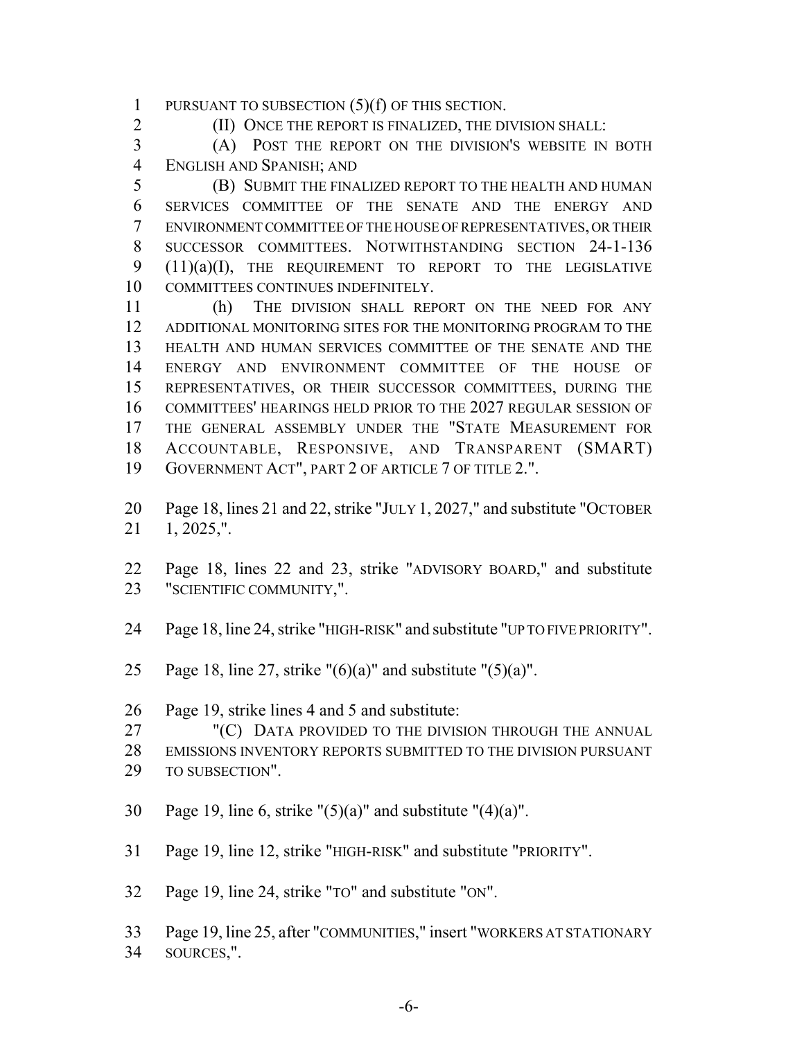PURSUANT TO SUBSECTION (5)(f) OF THIS SECTION.

(II) ONCE THE REPORT IS FINALIZED, THE DIVISION SHALL:

(A) POST THE REPORT ON THE DIVISION'S WEBSITE IN BOTH ENGLISH AND SPANISH; AND

(B) SUBMIT THE FINALIZED REPORT TO THE HEALTH AND HUMAN SERVICES COMMITTEE OF THE SENATE AND THE ENERGY AND ENVIRONMENT COMMITTEE OF THE HOUSE OF REPRESENTATIVES, OR THEIR SUCCESSOR COMMITTEES. NOTWITHSTANDING SECTION 24-1-136 (11)(a)(I), THE REQUIREMENT TO REPORT TO THE LEGISLATIVE COMMITTEES CONTINUES INDEFINITELY.

(h) THE DIVISION SHALL REPORT ON THE NEED FOR ANY ADDITIONAL MONITORING SITES FOR THE MONITORING PROGRAM TO THE HEALTH AND HUMAN SERVICES COMMITTEE OF THE SENATE AND THE ENERGY AND ENVIRONMENT COMMITTEE OF THE HOUSE OF REPRESENTATIVES, OR THEIR SUCCESSOR COMMITTEES, DURING THE COMMITTEES' HEARINGS HELD PRIOR TO THE 2027 REGULAR SESSION OF THE GENERAL ASSEMBLY UNDER THE "STATE MEASUREMENT FOR ACCOUNTABLE, RESPONSIVE, AND TRANSPARENT (SMART) GOVERNMENT ACT", PART 2 OF ARTICLE 7 OF TITLE 2.".

Page 18, lines 21 and 22, strike "JULY 1, 2027," and substitute "OCTOBER 1, 2025,".

Page 18, lines 22 and 23, strike "ADVISORY BOARD," and substitute "SCIENTIFIC COMMUNITY,".

Page 18, line 24, strike "HIGH-RISK" and substitute "UP TO FIVE PRIORITY".

Page 18, line 27, strike "(6)(a)" and substitute "(5)(a)".

Page 19, strike lines 4 and 5 and substitute:

"(C) DATA PROVIDED TO THE DIVISION THROUGH THE ANNUAL EMISSIONS INVENTORY REPORTS SUBMITTED TO THE DIVISION PURSUANT TO SUBSECTION".

Page 19, line 6, strike "(5)(a)" and substitute "(4)(a)".

Page 19, line 12, strike "HIGH-RISK" and substitute "PRIORITY".

Page 19, line 24, strike "TO" and substitute "ON".

Page 19, line 25, after "COMMUNITIES," insert "WORKERS AT STATIONARY SOURCES,".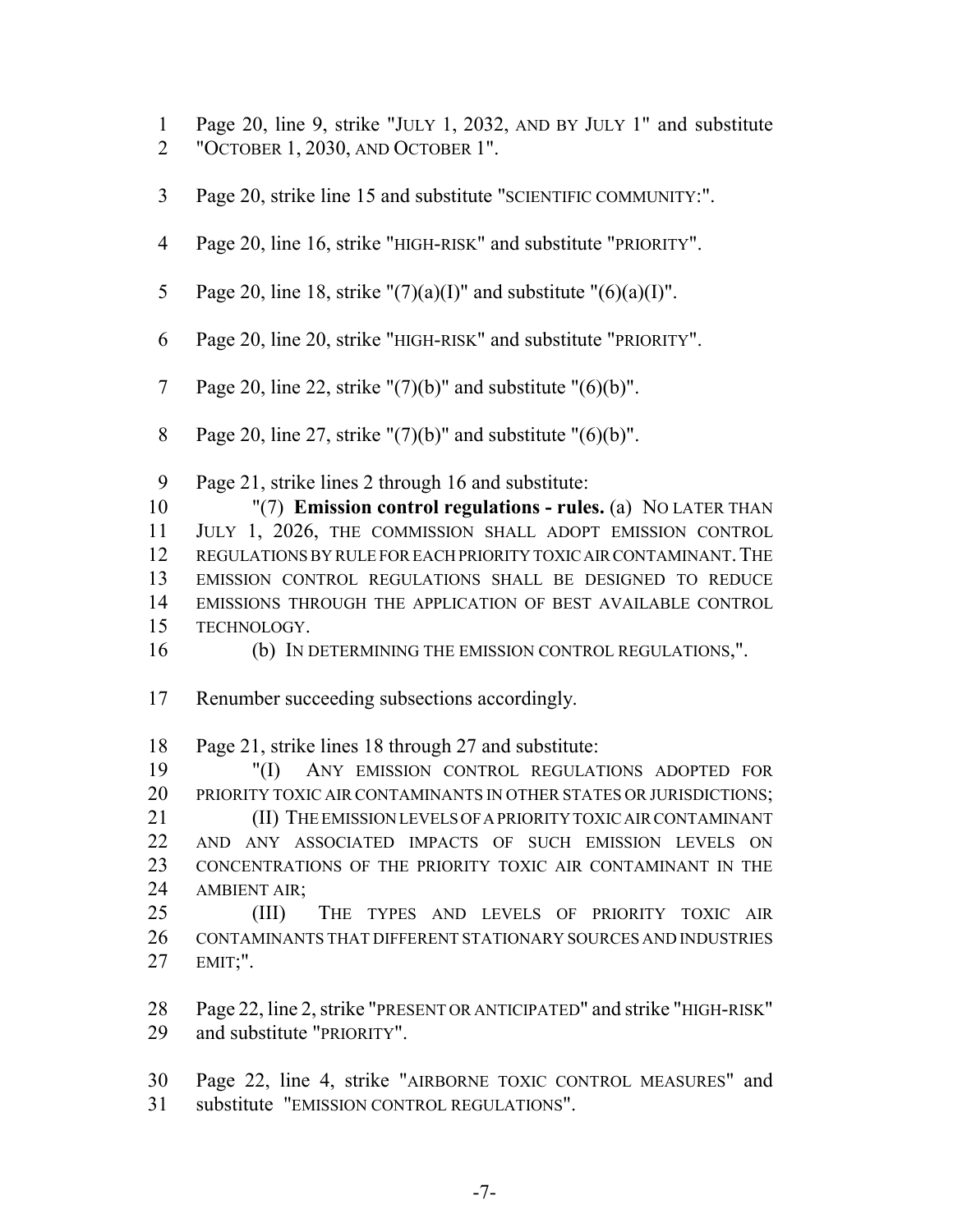Page 20, line 9, strike "JULY 1, 2032, AND BY JULY 1" and substitute "OCTOBER 1, 2030, AND OCTOBER 1".

Page 20, strike line 15 and substitute "SCIENTIFIC COMMUNITY:".

Page 20, line 16, strike "HIGH-RISK" and substitute "PRIORITY".

Page 20, line 18, strike "(7)(a)(I)" and substitute "(6)(a)(I)".

Page 20, line 20, strike "HIGH-RISK" and substitute "PRIORITY".

Page 20, line 22, strike "(7)(b)" and substitute "(6)(b)".

Page 20, line 27, strike "(7)(b)" and substitute "(6)(b)".

Page 21, strike lines 2 through 16 and substitute:

"(7) **Emission control regulations - rules.** (a) NO LATER THAN JULY 1, 2026, THE COMMISSION SHALL ADOPT EMISSION CONTROL REGULATIONS BY RULE FOR EACH PRIORITY TOXIC AIR CONTAMINANT. THE EMISSION CONTROL REGULATIONS SHALL BE DESIGNED TO REDUCE EMISSIONS THROUGH THE APPLICATION OF BEST AVAILABLE CONTROL TECHNOLOGY.

(b) IN DETERMINING THE EMISSION CONTROL REGULATIONS,".

Renumber succeeding subsections accordingly.

Page 21, strike lines 18 through 27 and substitute:

"(I) ANY EMISSION CONTROL REGULATIONS ADOPTED FOR PRIORITY TOXIC AIR CONTAMINANTS IN OTHER STATES OR JURISDICTIONS;

(II) THE EMISSION LEVELS OF A PRIORITY TOXIC AIR CONTAMINANT AND ANY ASSOCIATED IMPACTS OF SUCH EMISSION LEVELS ON CONCENTRATIONS OF THE PRIORITY TOXIC AIR CONTAMINANT IN THE AMBIENT AIR;

(III) THE TYPES AND LEVELS OF PRIORITY TOXIC AIR CONTAMINANTS THAT DIFFERENT STATIONARY SOURCES AND INDUSTRIES EMIT;".

Page 22, line 2, strike "PRESENT OR ANTICIPATED" and strike "HIGH-RISK" and substitute "PRIORITY".

Page 22, line 4, strike "AIRBORNE TOXIC CONTROL MEASURES" and substitute "EMISSION CONTROL REGULATIONS".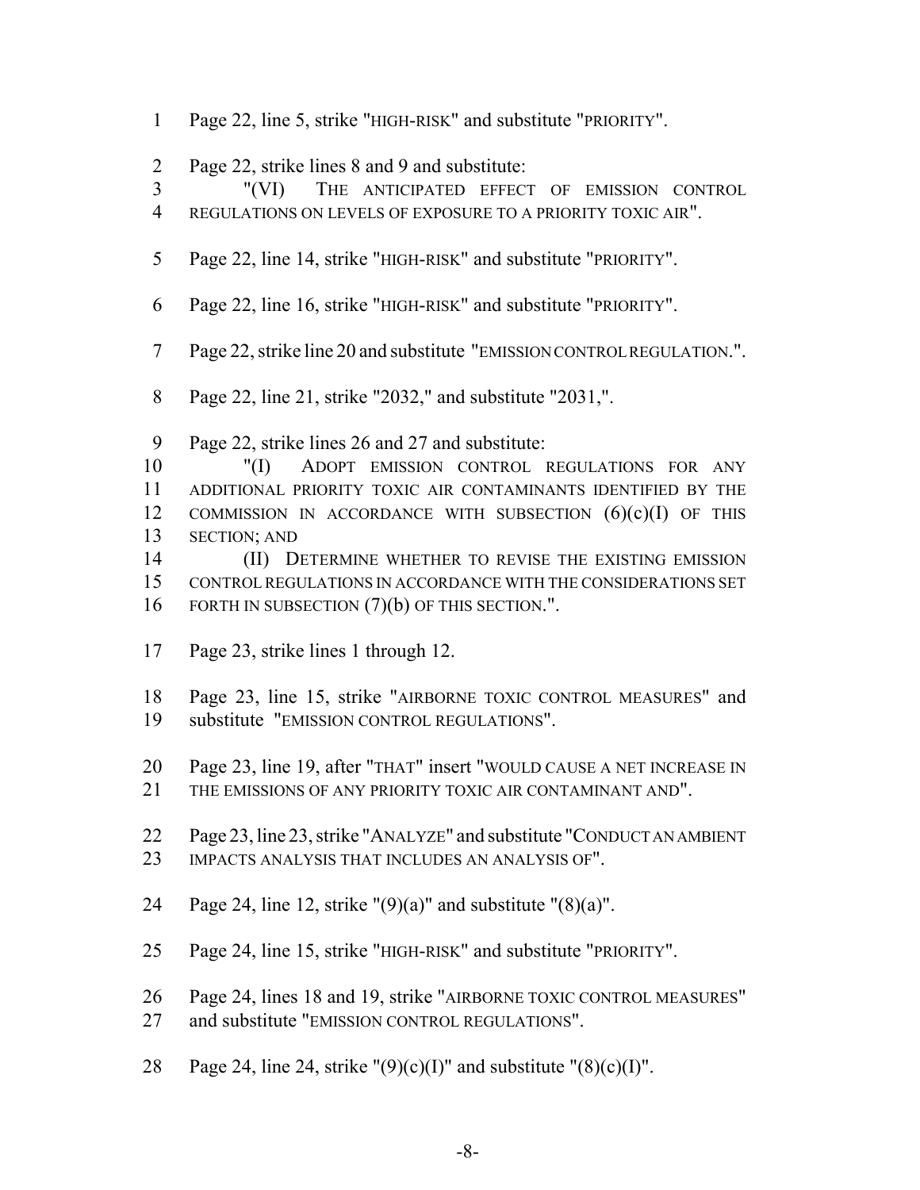Page 22, line 5, strike "HIGH-RISK" and substitute "PRIORITY".

Page 22, strike lines 8 and 9 and substitute:

"(VI) THE ANTICIPATED EFFECT OF EMISSION CONTROL REGULATIONS ON LEVELS OF EXPOSURE TO A PRIORITY TOXIC AIR".

Page 22, line 14, strike "HIGH-RISK" and substitute "PRIORITY".

Page 22, line 16, strike "HIGH-RISK" and substitute "PRIORITY".

Page 22, strike line 20 and substitute "EMISSION CONTROL REGULATION.".

Page 22, line 21, strike "2032," and substitute "2031,".

Page 22, strike lines 26 and 27 and substitute:

"(I) ADOPT EMISSION CONTROL REGULATIONS FOR ANY ADDITIONAL PRIORITY TOXIC AIR CONTAMINANTS IDENTIFIED BY THE COMMISSION IN ACCORDANCE WITH SUBSECTION (6)(c)(I) OF THIS SECTION; AND

(II) DETERMINE WHETHER TO REVISE THE EXISTING EMISSION CONTROL REGULATIONS IN ACCORDANCE WITH THE CONSIDERATIONS SET FORTH IN SUBSECTION (7)(b) OF THIS SECTION.".

Page 23, strike lines 1 through 12.

Page 23, line 15, strike "AIRBORNE TOXIC CONTROL MEASURES" and substitute "EMISSION CONTROL REGULATIONS".

Page 23, line 19, after "THAT" insert "WOULD CAUSE A NET INCREASE IN THE EMISSIONS OF ANY PRIORITY TOXIC AIR CONTAMINANT AND".

Page 23, line 23, strike "ANALYZE" and substitute "CONDUCT AN AMBIENT IMPACTS ANALYSIS THAT INCLUDES AN ANALYSIS OF".

Page 24, line 12, strike "(9)(a)" and substitute "(8)(a)".

Page 24, line 15, strike "HIGH-RISK" and substitute "PRIORITY".

Page 24, lines 18 and 19, strike "AIRBORNE TOXIC CONTROL MEASURES" and substitute "EMISSION CONTROL REGULATIONS".

Page 24, line 24, strike "(9)(c)(I)" and substitute "(8)(c)(I)".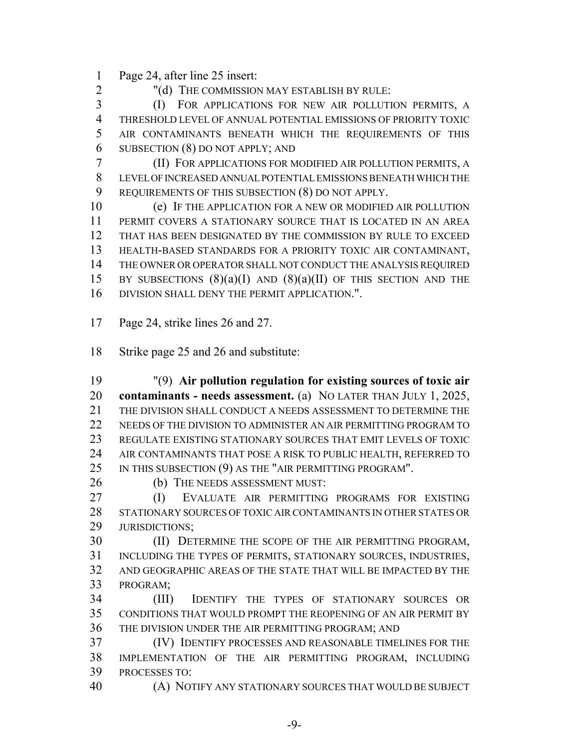Page 24, after line 25 insert:

"(d) THE COMMISSION MAY ESTABLISH BY RULE:

(I) FOR APPLICATIONS FOR NEW AIR POLLUTION PERMITS, A THRESHOLD LEVEL OF ANNUAL POTENTIAL EMISSIONS OF PRIORITY TOXIC AIR CONTAMINANTS BENEATH WHICH THE REQUIREMENTS OF THIS SUBSECTION (8) DO NOT APPLY; AND

(II) FOR APPLICATIONS FOR MODIFIED AIR POLLUTION PERMITS, A LEVEL OF INCREASED ANNUAL POTENTIAL EMISSIONS BENEATH WHICH THE REQUIREMENTS OF THIS SUBSECTION (8) DO NOT APPLY.

(e) IF THE APPLICATION FOR A NEW OR MODIFIED AIR POLLUTION PERMIT COVERS A STATIONARY SOURCE THAT IS LOCATED IN AN AREA THAT HAS BEEN DESIGNATED BY THE COMMISSION BY RULE TO EXCEED HEALTH-BASED STANDARDS FOR A PRIORITY TOXIC AIR CONTAMINANT, THE OWNER OR OPERATOR SHALL NOT CONDUCT THE ANALYSIS REQUIRED BY SUBSECTIONS (8)(a)(I) AND (8)(a)(II) OF THIS SECTION AND THE DIVISION SHALL DENY THE PERMIT APPLICATION.".

Page 24, strike lines 26 and 27.

Strike page 25 and 26 and substitute:

"(9) **Air pollution regulation for existing sources of toxic air contaminants - needs assessment.** (a) NO LATER THAN JULY 1, 2025, THE DIVISION SHALL CONDUCT A NEEDS ASSESSMENT TO DETERMINE THE NEEDS OF THE DIVISION TO ADMINISTER AN AIR PERMITTING PROGRAM TO REGULATE EXISTING STATIONARY SOURCES THAT EMIT LEVELS OF TOXIC AIR CONTAMINANTS THAT POSE A RISK TO PUBLIC HEALTH, REFERRED TO IN THIS SUBSECTION (9) AS THE "AIR PERMITTING PROGRAM".

(b) THE NEEDS ASSESSMENT MUST:

(I) EVALUATE AIR PERMITTING PROGRAMS FOR EXISTING STATIONARY SOURCES OF TOXIC AIR CONTAMINANTS IN OTHER STATES OR JURISDICTIONS;

(II) DETERMINE THE SCOPE OF THE AIR PERMITTING PROGRAM, INCLUDING THE TYPES OF PERMITS, STATIONARY SOURCES, INDUSTRIES, AND GEOGRAPHIC AREAS OF THE STATE THAT WILL BE IMPACTED BY THE PROGRAM;

(III) IDENTIFY THE TYPES OF STATIONARY SOURCES OR CONDITIONS THAT WOULD PROMPT THE REOPENING OF AN AIR PERMIT BY THE DIVISION UNDER THE AIR PERMITTING PROGRAM; AND

(IV) IDENTIFY PROCESSES AND REASONABLE TIMELINES FOR THE IMPLEMENTATION OF THE AIR PERMITTING PROGRAM, INCLUDING PROCESSES TO:

(A) NOTIFY ANY STATIONARY SOURCES THAT WOULD BE SUBJECT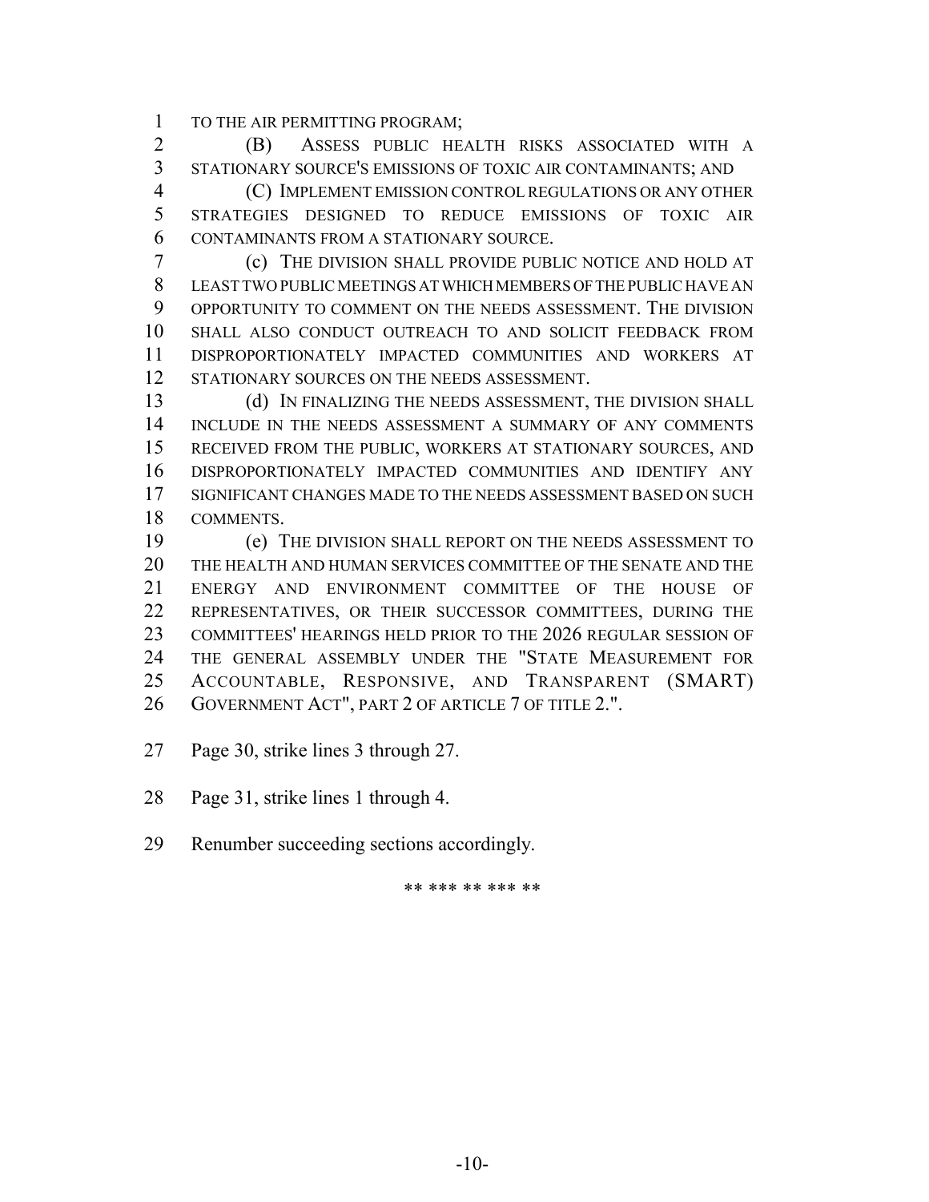TO THE AIR PERMITTING PROGRAM;

(B) ASSESS PUBLIC HEALTH RISKS ASSOCIATED WITH A STATIONARY SOURCE'S EMISSIONS OF TOXIC AIR CONTAMINANTS; AND

(C) IMPLEMENT EMISSION CONTROL REGULATIONS OR ANY OTHER STRATEGIES DESIGNED TO REDUCE EMISSIONS OF TOXIC AIR CONTAMINANTS FROM A STATIONARY SOURCE.

(c) THE DIVISION SHALL PROVIDE PUBLIC NOTICE AND HOLD AT LEAST TWO PUBLIC MEETINGS AT WHICH MEMBERS OF THE PUBLIC HAVE AN OPPORTUNITY TO COMMENT ON THE NEEDS ASSESSMENT. THE DIVISION SHALL ALSO CONDUCT OUTREACH TO AND SOLICIT FEEDBACK FROM DISPROPORTIONATELY IMPACTED COMMUNITIES AND WORKERS AT STATIONARY SOURCES ON THE NEEDS ASSESSMENT.

(d) IN FINALIZING THE NEEDS ASSESSMENT, THE DIVISION SHALL INCLUDE IN THE NEEDS ASSESSMENT A SUMMARY OF ANY COMMENTS RECEIVED FROM THE PUBLIC, WORKERS AT STATIONARY SOURCES, AND DISPROPORTIONATELY IMPACTED COMMUNITIES AND IDENTIFY ANY SIGNIFICANT CHANGES MADE TO THE NEEDS ASSESSMENT BASED ON SUCH COMMENTS.

(e) THE DIVISION SHALL REPORT ON THE NEEDS ASSESSMENT TO THE HEALTH AND HUMAN SERVICES COMMITTEE OF THE SENATE AND THE ENERGY AND ENVIRONMENT COMMITTEE OF THE HOUSE OF REPRESENTATIVES, OR THEIR SUCCESSOR COMMITTEES, DURING THE COMMITTEES' HEARINGS HELD PRIOR TO THE 2026 REGULAR SESSION OF THE GENERAL ASSEMBLY UNDER THE "STATE MEASUREMENT FOR ACCOUNTABLE, RESPONSIVE, AND TRANSPARENT (SMART) GOVERNMENT ACT", PART 2 OF ARTICLE 7 OF TITLE 2.".

Page 30, strike lines 3 through 27.

Page 31, strike lines 1 through 4.

Renumber succeeding sections accordingly.

** *** ** *** **